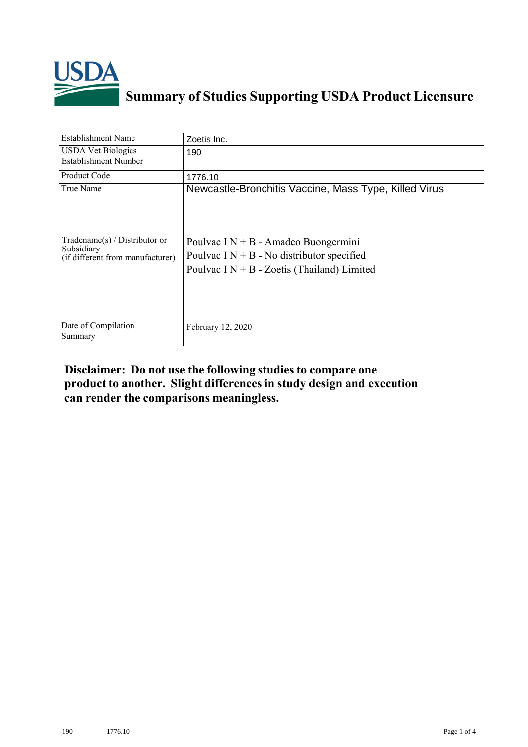# Summary of Studies Supporting USDA Product Licensure

| Establishment Name | Zoetis Inc. |
|---|---|
| USDA Vet Biologics Establishment Number | 190 |
| Product Code | 1776.10 |
| True Name | Newcastle-Bronchitis Vaccine, Mass Type, Killed Virus |
| Tradename(s) / Distributor or Subsidiary (if different from manufacturer) | Poulvac I N + B - Amadeo Buongermini<br>Poulvac I N + B - No distributor specified<br>Poulvac I N + B - Zoetis (Thailand) Limited |
| Date of Compilation Summary | February 12, 2020 |

**Disclaimer: Do not use the following studies to compare one product to another. Slight differences in study design and execution can render the comparisons meaningless.**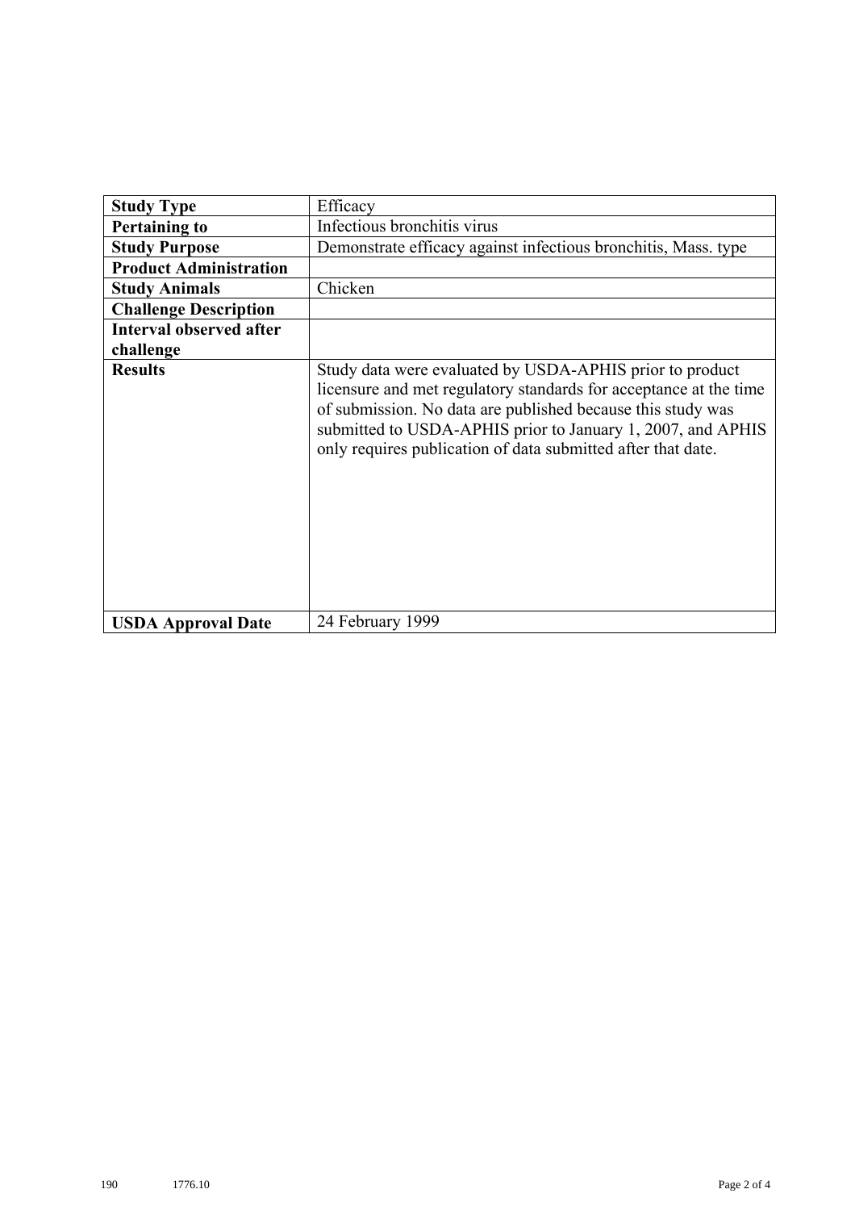| Study Type | Efficacy |
|---|---|
| Pertaining to | Infectious bronchitis virus |
| Study Purpose | Demonstrate efficacy against infectious bronchitis, Mass. type |
| Product Administration | |
| Study Animals | Chicken |
| Challenge Description | |
| Interval observed after challenge | |
| Results | Study data were evaluated by USDA-APHIS prior to product licensure and met regulatory standards for acceptance at the time of submission. No data are published because this study was submitted to USDA-APHIS prior to January 1, 2007, and APHIS only requires publication of data submitted after that date. |
| USDA Approval Date | 24 February 1999 |

190 1776.10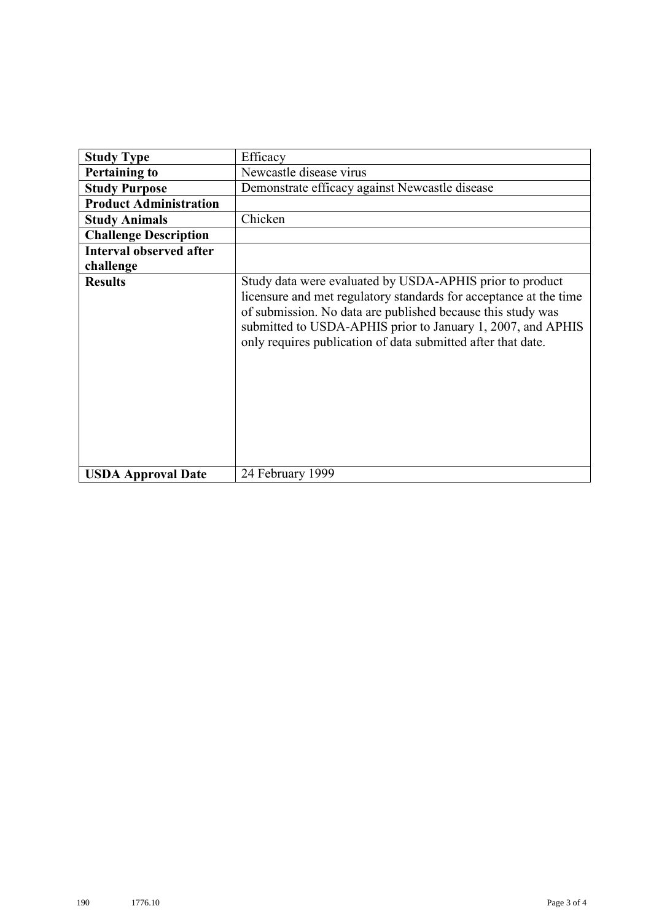| **Study Type** | Efficacy |
|---|---|
| **Pertaining to** | Newcastle disease virus |
| **Study Purpose** | Demonstrate efficacy against Newcastle disease |
| **Product Administration** | |
| **Study Animals** | Chicken |
| **Challenge Description** | |
| **Interval observed after challenge** | |
| **Results** | Study data were evaluated by USDA-APHIS prior to product licensure and met regulatory standards for acceptance at the time of submission. No data are published because this study was submitted to USDA-APHIS prior to January 1, 2007, and APHIS only requires publication of data submitted after that date. |
| **USDA Approval Date** | 24 February 1999 |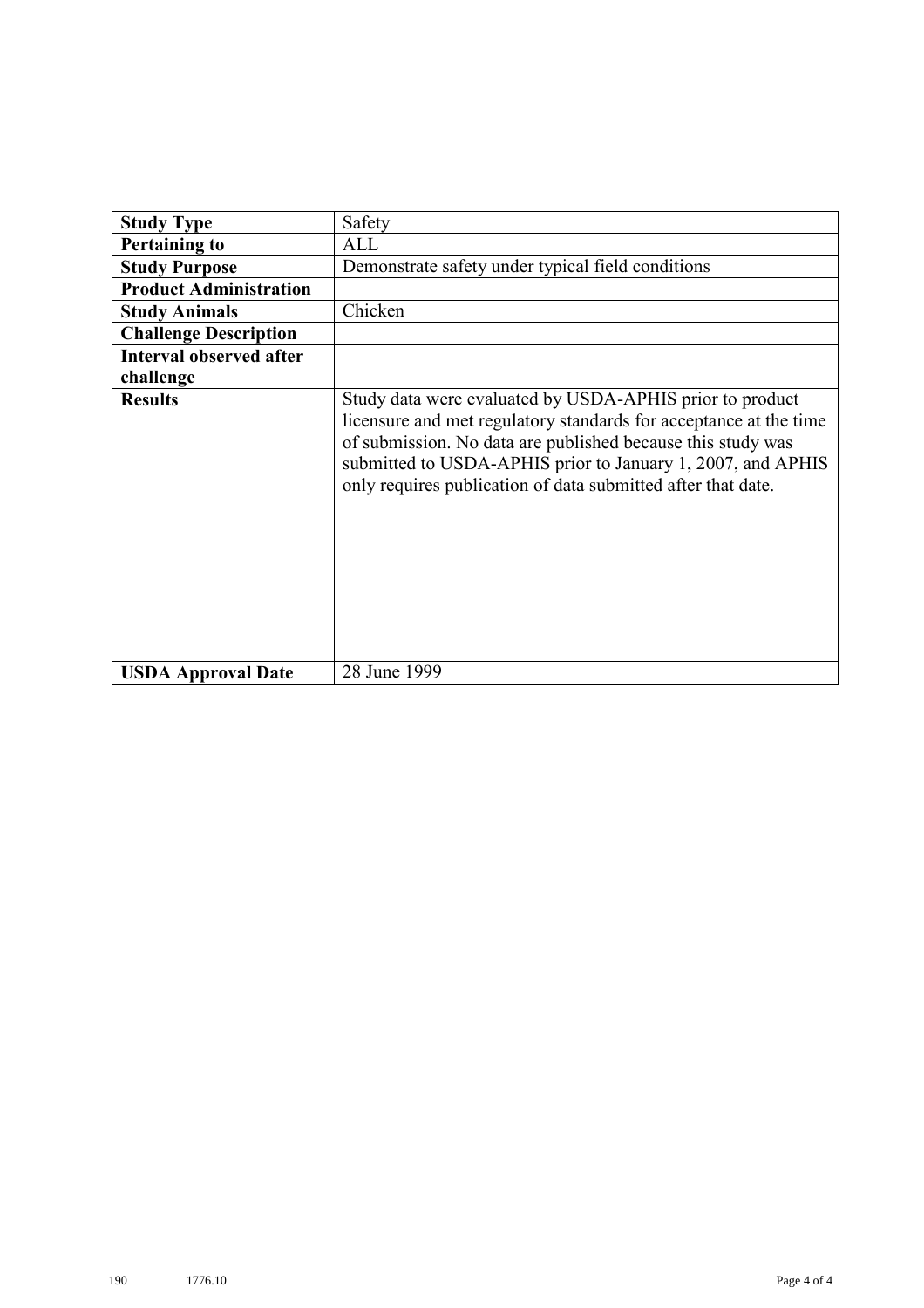| | |
|---|---|
| **Study Type** | Safety |
| **Pertaining to** | ALL |
| **Study Purpose** | Demonstrate safety under typical field conditions |
| **Product Administration** | |
| **Study Animals** | Chicken |
| **Challenge Description** | |
| **Interval observed after challenge** | |
| **Results** | Study data were evaluated by USDA-APHIS prior to product licensure and met regulatory standards for acceptance at the time of submission. No data are published because this study was submitted to USDA-APHIS prior to January 1, 2007, and APHIS only requires publication of data submitted after that date. |
| **USDA Approval Date** | 28 June 1999 |